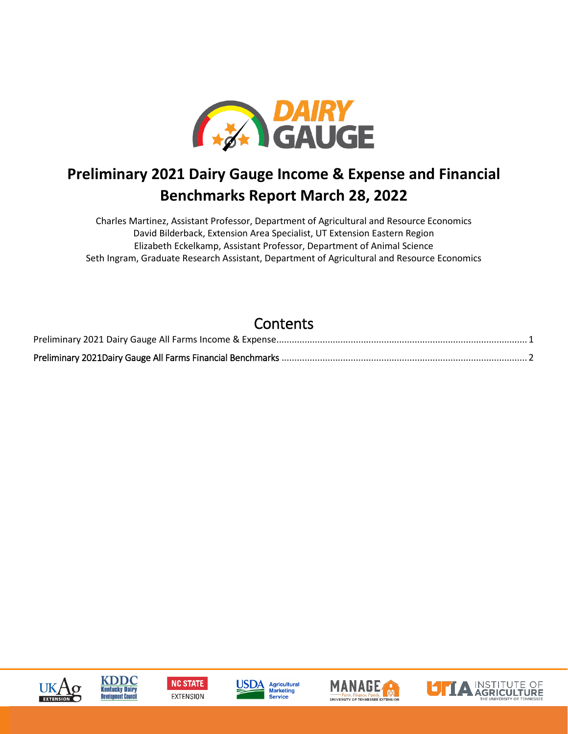# Preliminary 2021 Dairy Gauge Income & Expense and Financial Benchmarks Report March 28, 2022

Charles Martinez, Assistant Professor, Department of Agricultural and Resource Economics
David Bilderback, Extension Area Specialist, UT Extension Eastern Region
Elizabeth Eckelkamp, Assistant Professor, Department of Animal Science
Seth Ingram, Graduate Research Assistant, Department of Agricultural and Resource Economics

## Contents

Preliminary 2021 Dairy Gauge All Farms Income & Expense ........................................ 1

Preliminary 2021Dairy Gauge All Farms Financial Benchmarks ........................................ 2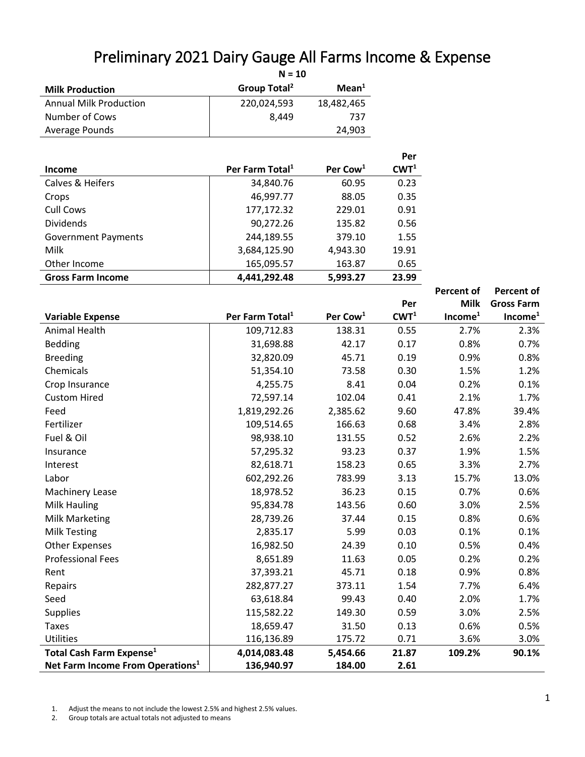# Preliminary 2021 Dairy Gauge All Farms Income & Expense

**N = 10**

| Milk Production | Group Total[2] | Mean[1] |
|---|---|---|
| Annual Milk Production | 220,024,593 | 18,482,465 |
| Number of Cows | 8,449 | 737 |
| Average Pounds | | 24,903 |

| Income | Per Farm Total[1] | Per Cow[1] | Per CWT[1] |
|---|---|---|---|
| Calves & Heifers | 34,840.76 | 60.95 | 0.23 |
| Crops | 46,997.77 | 88.05 | 0.35 |
| Cull Cows | 177,172.32 | 229.01 | 0.91 |
| Dividends | 90,272.26 | 135.82 | 0.56 |
| Government Payments | 244,189.55 | 379.10 | 1.55 |
| Milk | 3,684,125.90 | 4,943.30 | 19.91 |
| Other Income | 165,095.57 | 163.87 | 0.65 |
| **Gross Farm Income** | **4,441,292.48** | **5,993.27** | **23.99** |

| Variable Expense | Per Farm Total[1] | Per Cow[1] | Per CWT[1] | Percent of Milk Income[1] | Percent of Gross Farm Income[1] |
|---|---|---|---|---|---|
| Animal Health | 109,712.83 | 138.31 | 0.55 | 2.7% | 2.3% |
| Bedding | 31,698.88 | 42.17 | 0.17 | 0.8% | 0.7% |
| Breeding | 32,820.09 | 45.71 | 0.19 | 0.9% | 0.8% |
| Chemicals | 51,354.10 | 73.58 | 0.30 | 1.5% | 1.2% |
| Crop Insurance | 4,255.75 | 8.41 | 0.04 | 0.2% | 0.1% |
| Custom Hired | 72,597.14 | 102.04 | 0.41 | 2.1% | 1.7% |
| Feed | 1,819,292.26 | 2,385.62 | 9.60 | 47.8% | 39.4% |
| Fertilizer | 109,514.65 | 166.63 | 0.68 | 3.4% | 2.8% |
| Fuel & Oil | 98,938.10 | 131.55 | 0.52 | 2.6% | 2.2% |
| Insurance | 57,295.32 | 93.23 | 0.37 | 1.9% | 1.5% |
| Interest | 82,618.71 | 158.23 | 0.65 | 3.3% | 2.7% |
| Labor | 602,292.26 | 783.99 | 3.13 | 15.7% | 13.0% |
| Machinery Lease | 18,978.52 | 36.23 | 0.15 | 0.7% | 0.6% |
| Milk Hauling | 95,834.78 | 143.56 | 0.60 | 3.0% | 2.5% |
| Milk Marketing | 28,739.26 | 37.44 | 0.15 | 0.8% | 0.6% |
| Milk Testing | 2,835.17 | 5.99 | 0.03 | 0.1% | 0.1% |
| Other Expenses | 16,982.50 | 24.39 | 0.10 | 0.5% | 0.4% |
| Professional Fees | 8,651.89 | 11.63 | 0.05 | 0.2% | 0.2% |
| Rent | 37,393.21 | 45.71 | 0.18 | 0.9% | 0.8% |
| Repairs | 282,877.27 | 373.11 | 1.54 | 7.7% | 6.4% |
| Seed | 63,618.84 | 99.43 | 0.40 | 2.0% | 1.7% |
| Supplies | 115,582.22 | 149.30 | 0.59 | 3.0% | 2.5% |
| Taxes | 18,659.47 | 31.50 | 0.13 | 0.6% | 0.5% |
| Utilities | 116,136.89 | 175.72 | 0.71 | 3.6% | 3.0% |
| **Total Cash Farm Expense[1]** | **4,014,083.48** | **5,454.66** | **21.87** | **109.2%** | **90.1%** |
| **Net Farm Income From Operations[1]** | **136,940.97** | **184.00** | **2.61** | | |

1. Adjust the means to not include the lowest 2.5% and highest 2.5% values.
2. Group totals are actual totals not adjusted to means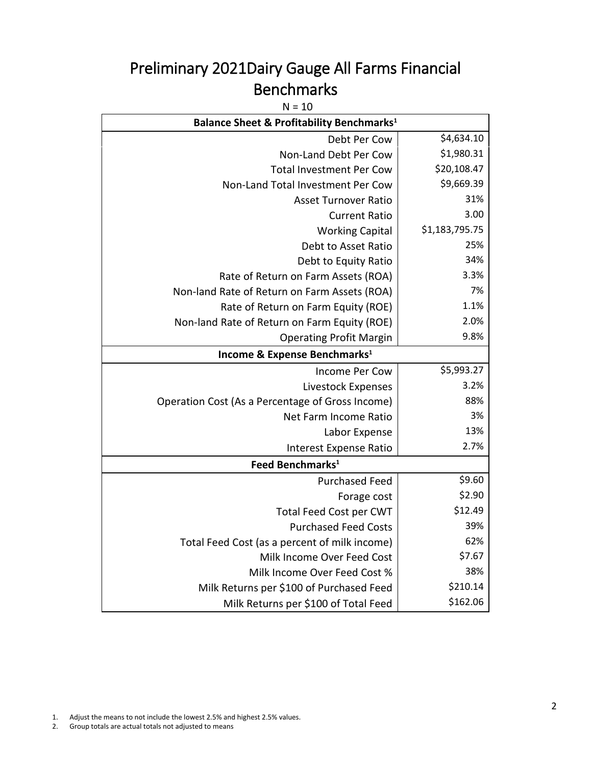# Preliminary 2021Dairy Gauge All Farms Financial Benchmarks

N = 10

| Balance Sheet & Profitability Benchmarks[1] | |
|---|---|
| Debt Per Cow | \$4,634.10 |
| Non-Land Debt Per Cow | \$1,980.31 |
| Total Investment Per Cow | \$20,108.47 |
| Non-Land Total Investment Per Cow | \$9,669.39 |
| Asset Turnover Ratio | 31% |
| Current Ratio | 3.00 |
| Working Capital | \$1,183,795.75 |
| Debt to Asset Ratio | 25% |
| Debt to Equity Ratio | 34% |
| Rate of Return on Farm Assets (ROA) | 3.3% |
| Non-land Rate of Return on Farm Assets (ROA) | 7% |
| Rate of Return on Farm Equity (ROE) | 1.1% |
| Non-land Rate of Return on Farm Equity (ROE) | 2.0% |
| Operating Profit Margin | 9.8% |
| **Income & Expense Benchmarks[1]** | |
| Income Per Cow | \$5,993.27 |
| Livestock Expenses | 3.2% |
| Operation Cost (As a Percentage of Gross Income) | 88% |
| Net Farm Income Ratio | 3% |
| Labor Expense | 13% |
| Interest Expense Ratio | 2.7% |
| **Feed Benchmarks[1]** | |
| Purchased Feed | \$9.60 |
| Forage cost | \$2.90 |
| Total Feed Cost per CWT | \$12.49 |
| Purchased Feed Costs | 39% |
| Total Feed Cost (as a percent of milk income) | 62% |
| Milk Income Over Feed Cost | \$7.67 |
| Milk Income Over Feed Cost % | 38% |
| Milk Returns per \$100 of Purchased Feed | \$210.14 |
| Milk Returns per \$100 of Total Feed | \$162.06 |

1. Adjust the means to not include the lowest 2.5% and highest 2.5% values.
2. Group totals are actual totals not adjusted to means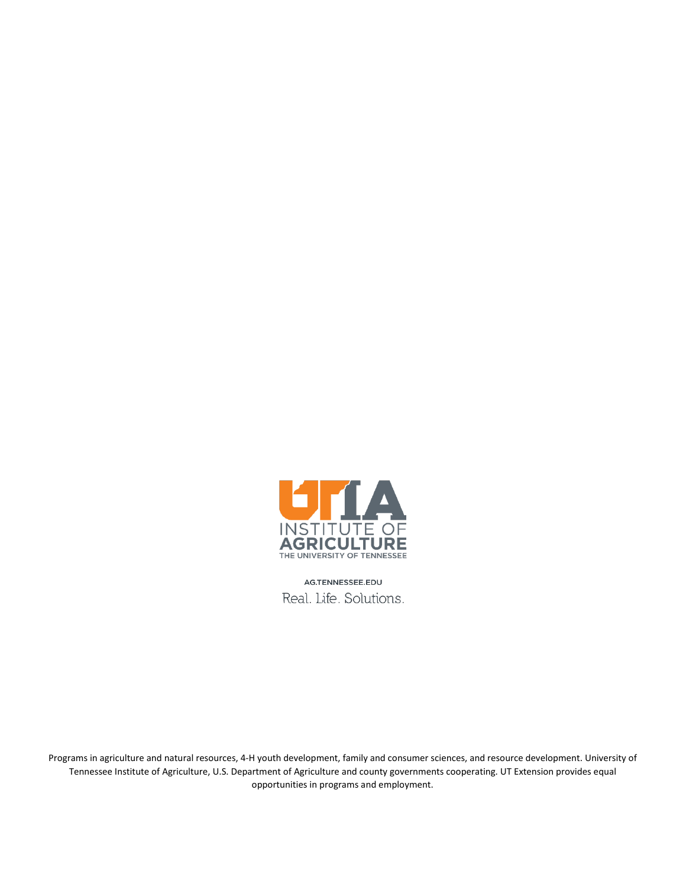UTIA INSTITUTE OF AGRICULTURE THE UNIVERSITY OF TENNESSEE

AG.TENNESSEE.EDU

Real. Life. Solutions.

Programs in agriculture and natural resources, 4-H youth development, family and consumer sciences, and resource development. University of Tennessee Institute of Agriculture, U.S. Department of Agriculture and county governments cooperating. UT Extension provides equal opportunities in programs and employment.